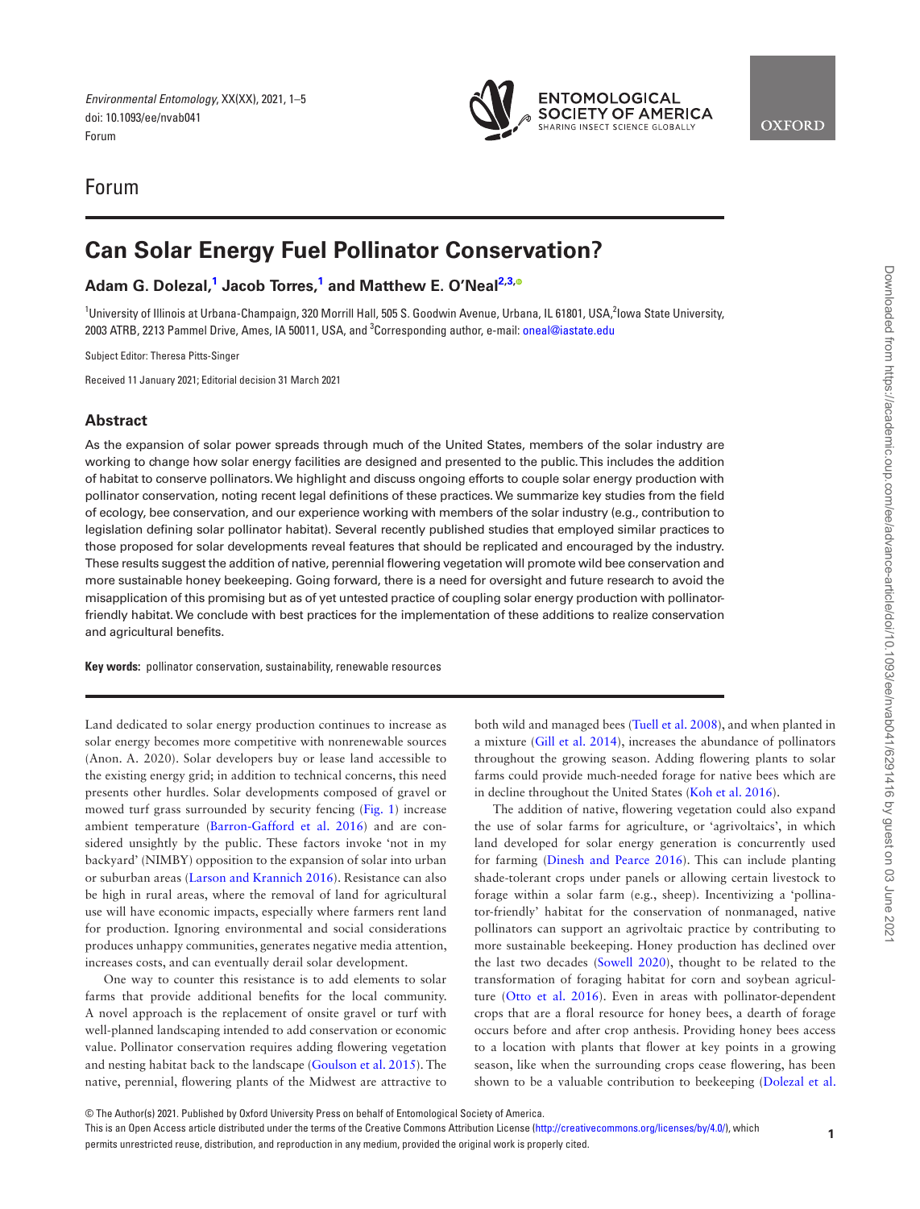Forum

# Can Solar Energy Fuel Pollinator Conservation?

**Adam G. Dolezal,[1] Jacob Torres,[1] and Matthew E. O'Neal[2,3]**

[1]University of Illinois at Urbana-Champaign, 320 Morrill Hall, 505 S. Goodwin Avenue, Urbana, IL 61801, USA,[2]Iowa State University, 2003 ATRB, 2213 Pammel Drive, Ames, IA 50011, USA, and [3]Corresponding author, e-mail: oneal@iastate.edu

Subject Editor: Theresa Pitts-Singer

Received 11 January 2021; Editorial decision 31 March 2021

## Abstract

As the expansion of solar power spreads through much of the United States, members of the solar industry are working to change how solar energy facilities are designed and presented to the public. This includes the addition of habitat to conserve pollinators. We highlight and discuss ongoing efforts to couple solar energy production with pollinator conservation, noting recent legal definitions of these practices. We summarize key studies from the field of ecology, bee conservation, and our experience working with members of the solar industry (e.g., contribution to legislation defining solar pollinator habitat). Several recently published studies that employed similar practices to those proposed for solar developments reveal features that should be replicated and encouraged by the industry. These results suggest the addition of native, perennial flowering vegetation will promote wild bee conservation and more sustainable honey beekeeping. Going forward, there is a need for oversight and future research to avoid the misapplication of this promising but as of yet untested practice of coupling solar energy production with pollinator-friendly habitat. We conclude with best practices for the implementation of these additions to realize conservation and agricultural benefits.

**Key words:** pollinator conservation, sustainability, renewable resources

Land dedicated to solar energy production continues to increase as solar energy becomes more competitive with nonrenewable sources (Anon. A. 2020). Solar developers buy or lease land accessible to the existing energy grid; in addition to technical concerns, this need presents other hurdles. Solar developments composed of gravel or mowed turf grass surrounded by security fencing (Fig. 1) increase ambient temperature (Barron-Gafford et al. 2016) and are considered unsightly by the public. These factors invoke 'not in my backyard' (NIMBY) opposition to the expansion of solar into urban or suburban areas (Larson and Krannich 2016). Resistance can also be high in rural areas, where the removal of land for agricultural use will have economic impacts, especially where farmers rent land for production. Ignoring environmental and social considerations produces unhappy communities, generates negative media attention, increases costs, and can eventually derail solar development.

One way to counter this resistance is to add elements to solar farms that provide additional benefits for the local community. A novel approach is the replacement of onsite gravel or turf with well-planned landscaping intended to add conservation or economic value. Pollinator conservation requires adding flowering vegetation and nesting habitat back to the landscape (Goulson et al. 2015). The native, perennial, flowering plants of the Midwest are attractive to both wild and managed bees (Tuell et al. 2008), and when planted in a mixture (Gill et al. 2014), increases the abundance of pollinators throughout the growing season. Adding flowering plants to solar farms could provide much-needed forage for native bees which are in decline throughout the United States (Koh et al. 2016).

The addition of native, flowering vegetation could also expand the use of solar farms for agriculture, or 'agrivoltaics', in which land developed for solar energy generation is concurrently used for farming (Dinesh and Pearce 2016). This can include planting shade-tolerant crops under panels or allowing certain livestock to forage within a solar farm (e.g., sheep). Incentivizing a 'pollinator-friendly' habitat for the conservation of nonmanaged, native pollinators can support an agrivoltaic practice by contributing to more sustainable beekeeping. Honey production has declined over the last two decades (Sowell 2020), thought to be related to the transformation of foraging habitat for corn and soybean agriculture (Otto et al. 2016). Even in areas with pollinator-dependent crops that are a floral resource for honey bees, a dearth of forage occurs before and after crop anthesis. Providing honey bees access to a location with plants that flower at key points in a growing season, like when the surrounding crops cease flowering, has been shown to be a valuable contribution to beekeeping (Dolezal et al.

© The Author(s) 2021. Published by Oxford University Press on behalf of Entomological Society of America.
This is an Open Access article distributed under the terms of the Creative Commons Attribution License (http://creativecommons.org/licenses/by/4.0/), which permits unrestricted reuse, distribution, and reproduction in any medium, provided the original work is properly cited.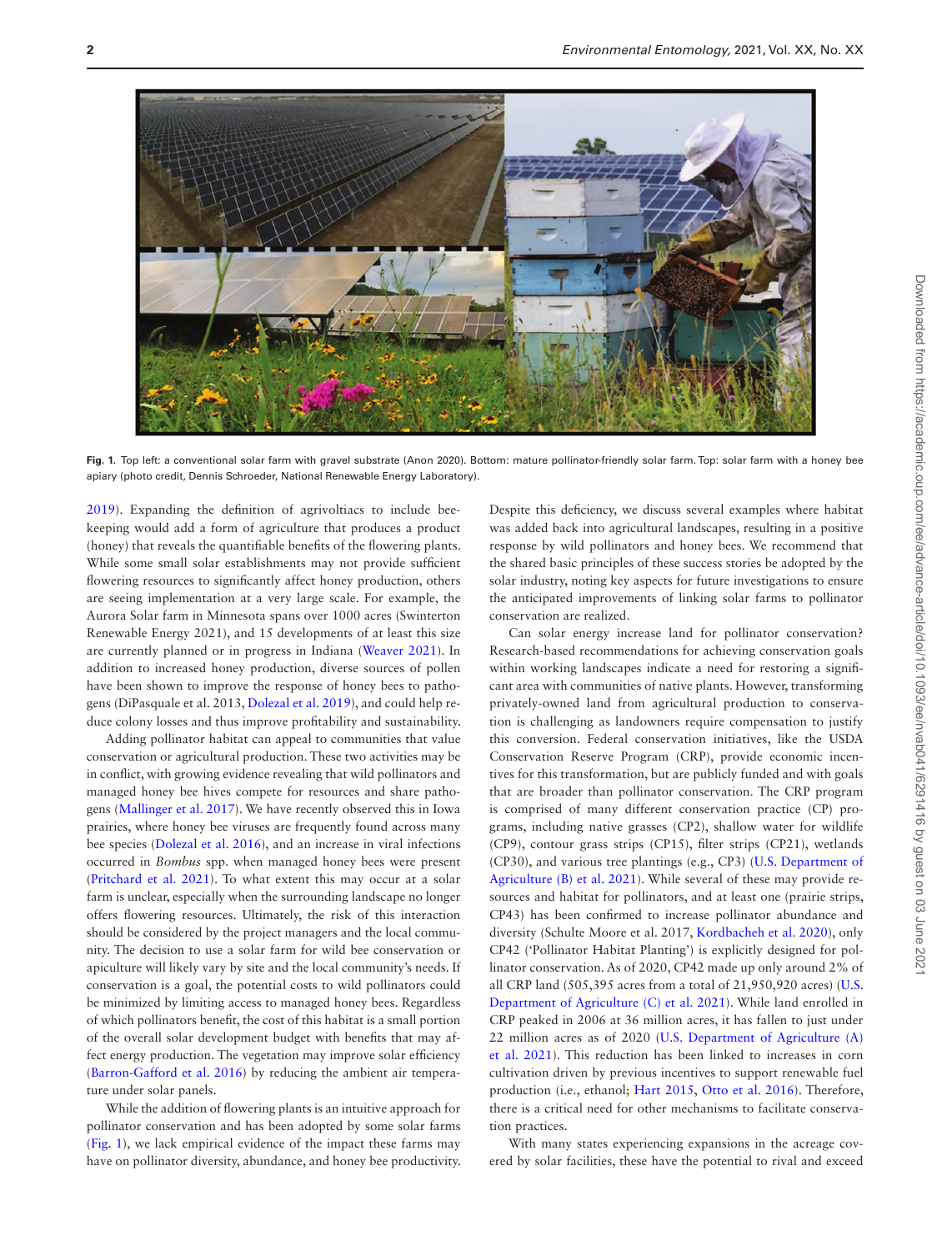Fig. 1. Top left: a conventional solar farm with gravel substrate (Anon 2020). Bottom: mature pollinator-friendly solar farm. Top: solar farm with a honey bee apiary (photo credit, Dennis Schroeder, National Renewable Energy Laboratory).

2019). Expanding the definition of agrivoltiacs to include beekeeping would add a form of agriculture that produces a product (honey) that reveals the quantifiable benefits of the flowering plants. While some small solar establishments may not provide sufficient flowering resources to significantly affect honey production, others are seeing implementation at a very large scale. For example, the Aurora Solar farm in Minnesota spans over 1000 acres (Swinterton Renewable Energy 2021), and 15 developments of at least this size are currently planned or in progress in Indiana (Weaver 2021). In addition to increased honey production, diverse sources of pollen have been shown to improve the response of honey bees to pathogens (DiPasquale et al. 2013, Dolezal et al. 2019), and could help reduce colony losses and thus improve profitability and sustainability.

Adding pollinator habitat can appeal to communities that value conservation or agricultural production. These two activities may be in conflict, with growing evidence revealing that wild pollinators and managed honey bee hives compete for resources and share pathogens (Mallinger et al. 2017). We have recently observed this in Iowa prairies, where honey bee viruses are frequently found across many bee species (Dolezal et al. 2016), and an increase in viral infections occurred in *Bombus* spp. when managed honey bees were present (Pritchard et al. 2021). To what extent this may occur at a solar farm is unclear, especially when the surrounding landscape no longer offers flowering resources. Ultimately, the risk of this interaction should be considered by the project managers and the local community. The decision to use a solar farm for wild bee conservation or apiculture will likely vary by site and the local community's needs. If conservation is a goal, the potential costs to wild pollinators could be minimized by limiting access to managed honey bees. Regardless of which pollinators benefit, the cost of this habitat is a small portion of the overall solar development budget with benefits that may affect energy production. The vegetation may improve solar efficiency (Barron-Gafford et al. 2016) by reducing the ambient air temperature under solar panels.

While the addition of flowering plants is an intuitive approach for pollinator conservation and has been adopted by some solar farms (Fig. 1), we lack empirical evidence of the impact these farms may have on pollinator diversity, abundance, and honey bee productivity. Despite this deficiency, we discuss several examples where habitat was added back into agricultural landscapes, resulting in a positive response by wild pollinators and honey bees. We recommend that the shared basic principles of these success stories be adopted by the solar industry, noting key aspects for future investigations to ensure the anticipated improvements of linking solar farms to pollinator conservation are realized.

Can solar energy increase land for pollinator conservation? Research-based recommendations for achieving conservation goals within working landscapes indicate a need for restoring a significant area with communities of native plants. However, transforming privately-owned land from agricultural production to conservation is challenging as landowners require compensation to justify this conversion. Federal conservation initiatives, like the USDA Conservation Reserve Program (CRP), provide economic incentives for this transformation, but are publicly funded and with goals that are broader than pollinator conservation. The CRP program is comprised of many different conservation practice (CP) programs, including native grasses (CP2), shallow water for wildlife (CP9), contour grass strips (CP15), filter strips (CP21), wetlands (CP30), and various tree plantings (e.g., CP3) (U.S. Department of Agriculture (B) et al. 2021). While several of these may provide resources and habitat for pollinators, and at least one (prairie strips, CP43) has been confirmed to increase pollinator abundance and diversity (Schulte Moore et al. 2017, Kordbacheh et al. 2020), only CP42 ('Pollinator Habitat Planting') is explicitly designed for pollinator conservation. As of 2020, CP42 made up only around 2% of all CRP land (505,395 acres from a total of 21,950,920 acres) (U.S. Department of Agriculture (C) et al. 2021). While land enrolled in CRP peaked in 2006 at 36 million acres, it has fallen to just under 22 million acres as of 2020 (U.S. Department of Agriculture (A) et al. 2021). This reduction has been linked to increases in corn cultivation driven by previous incentives to support renewable fuel production (i.e., ethanol; Hart 2015, Otto et al. 2016). Therefore, there is a critical need for other mechanisms to facilitate conservation practices.

With many states experiencing expansions in the acreage covered by solar facilities, these have the potential to rival and exceed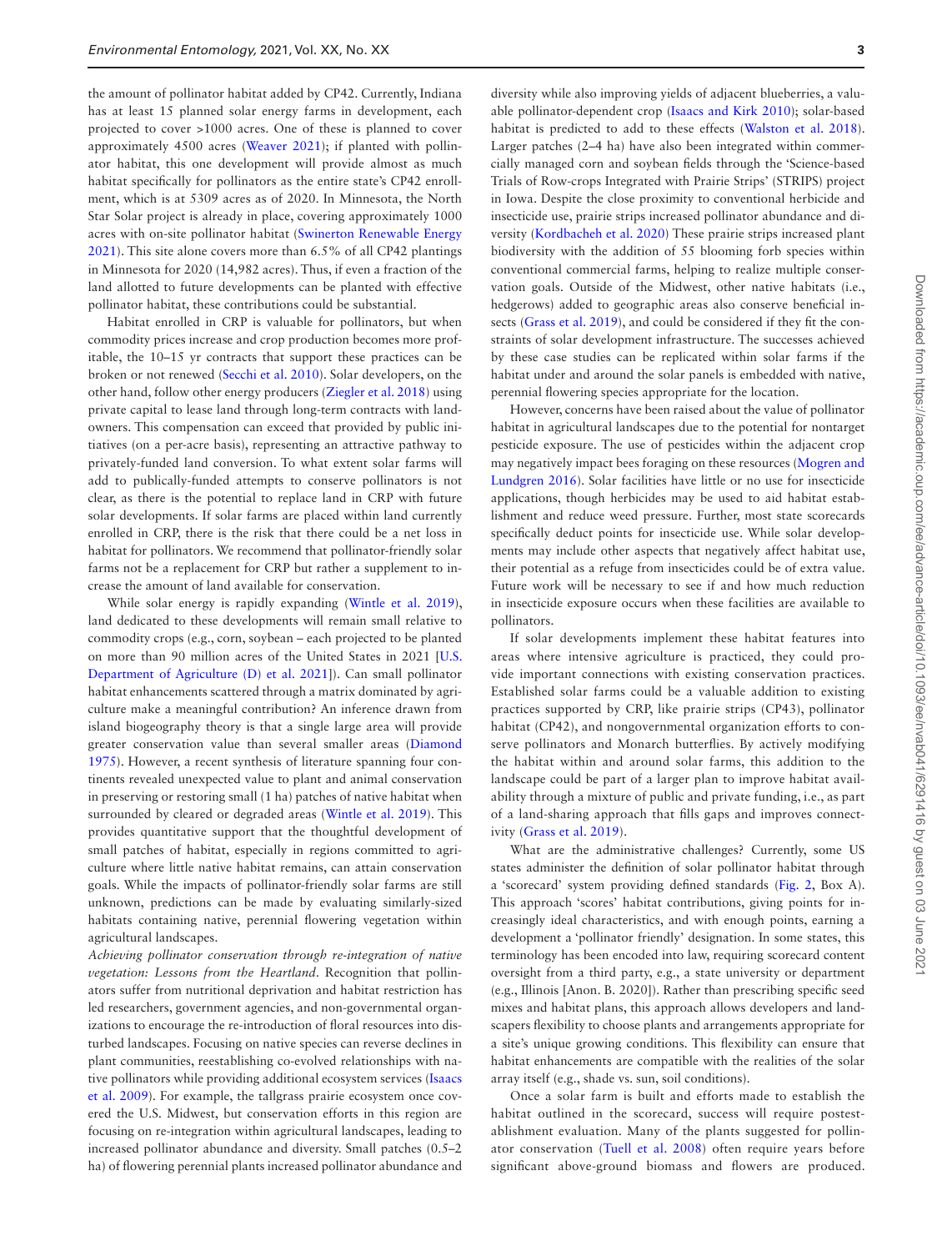the amount of pollinator habitat added by CP42. Currently, Indiana has at least 15 planned solar energy farms in development, each projected to cover >1000 acres. One of these is planned to cover approximately 4500 acres (Weaver 2021); if planted with pollinator habitat, this one development will provide almost as much habitat specifically for pollinators as the entire state's CP42 enrollment, which is at 5309 acres as of 2020. In Minnesota, the North Star Solar project is already in place, covering approximately 1000 acres with on-site pollinator habitat (Swinerton Renewable Energy 2021). This site alone covers more than 6.5% of all CP42 plantings in Minnesota for 2020 (14,982 acres). Thus, if even a fraction of the land allotted to future developments can be planted with effective pollinator habitat, these contributions could be substantial.

Habitat enrolled in CRP is valuable for pollinators, but when commodity prices increase and crop production becomes more profitable, the 10–15 yr contracts that support these practices can be broken or not renewed (Secchi et al. 2010). Solar developers, on the other hand, follow other energy producers (Ziegler et al. 2018) using private capital to lease land through long-term contracts with landowners. This compensation can exceed that provided by public initiatives (on a per-acre basis), representing an attractive pathway to privately-funded land conversion. To what extent solar farms will add to publically-funded attempts to conserve pollinators is not clear, as there is the potential to replace land in CRP with future solar developments. If solar farms are placed within land currently enrolled in CRP, there is the risk that there could be a net loss in habitat for pollinators. We recommend that pollinator-friendly solar farms not be a replacement for CRP but rather a supplement to increase the amount of land available for conservation.

While solar energy is rapidly expanding (Wintle et al. 2019), land dedicated to these developments will remain small relative to commodity crops (e.g., corn, soybean – each projected to be planted on more than 90 million acres of the United States in 2021 [U.S. Department of Agriculture (D) et al. 2021]). Can small pollinator habitat enhancements scattered through a matrix dominated by agriculture make a meaningful contribution? An inference drawn from island biogeography theory is that a single large area will provide greater conservation value than several smaller areas (Diamond 1975). However, a recent synthesis of literature spanning four continents revealed unexpected value to plant and animal conservation in preserving or restoring small (1 ha) patches of native habitat when surrounded by cleared or degraded areas (Wintle et al. 2019). This provides quantitative support that the thoughtful development of small patches of habitat, especially in regions committed to agriculture where little native habitat remains, can attain conservation goals. While the impacts of pollinator-friendly solar farms are still unknown, predictions can be made by evaluating similarly-sized habitats containing native, perennial flowering vegetation within agricultural landscapes.

*Achieving pollinator conservation through re-integration of native vegetation: Lessons from the Heartland.* Recognition that pollinators suffer from nutritional deprivation and habitat restriction has led researchers, government agencies, and non-governmental organizations to encourage the re-introduction of floral resources into disturbed landscapes. Focusing on native species can reverse declines in plant communities, reestablishing co-evolved relationships with native pollinators while providing additional ecosystem services (Isaacs et al. 2009). For example, the tallgrass prairie ecosystem once covered the U.S. Midwest, but conservation efforts in this region are focusing on re-integration within agricultural landscapes, leading to increased pollinator abundance and diversity. Small patches (0.5–2 ha) of flowering perennial plants increased pollinator abundance and diversity while also improving yields of adjacent blueberries, a valuable pollinator-dependent crop (Isaacs and Kirk 2010); solar-based habitat is predicted to add to these effects (Walston et al. 2018). Larger patches (2–4 ha) have also been integrated within commercially managed corn and soybean fields through the 'Science-based Trials of Row-crops Integrated with Prairie Strips' (STRIPS) project in Iowa. Despite the close proximity to conventional herbicide and insecticide use, prairie strips increased pollinator abundance and diversity (Kordbacheh et al. 2020) These prairie strips increased plant biodiversity with the addition of 55 blooming forb species within conventional commercial farms, helping to realize multiple conservation goals. Outside of the Midwest, other native habitats (i.e., hedgerows) added to geographic areas also conserve beneficial insects (Grass et al. 2019), and could be considered if they fit the constraints of solar development infrastructure. The successes achieved by these case studies can be replicated within solar farms if the habitat under and around the solar panels is embedded with native, perennial flowering species appropriate for the location.

However, concerns have been raised about the value of pollinator habitat in agricultural landscapes due to the potential for nontarget pesticide exposure. The use of pesticides within the adjacent crop may negatively impact bees foraging on these resources (Mogren and Lundgren 2016). Solar facilities have little or no use for insecticide applications, though herbicides may be used to aid habitat establishment and reduce weed pressure. Further, most state scorecards specifically deduct points for insecticide use. While solar developments may include other aspects that negatively affect habitat use, their potential as a refuge from insecticides could be of extra value. Future work will be necessary to see if and how much reduction in insecticide exposure occurs when these facilities are available to pollinators.

If solar developments implement these habitat features into areas where intensive agriculture is practiced, they could provide important connections with existing conservation practices. Established solar farms could be a valuable addition to existing practices supported by CRP, like prairie strips (CP43), pollinator habitat (CP42), and nongovernmental organization efforts to conserve pollinators and Monarch butterflies. By actively modifying the habitat within and around solar farms, this addition to the landscape could be part of a larger plan to improve habitat availability through a mixture of public and private funding, i.e., as part of a land-sharing approach that fills gaps and improves connectivity (Grass et al. 2019).

What are the administrative challenges? Currently, some US states administer the definition of solar pollinator habitat through a 'scorecard' system providing defined standards (Fig. 2, Box A). This approach 'scores' habitat contributions, giving points for increasingly ideal characteristics, and with enough points, earning a development a 'pollinator friendly' designation. In some states, this terminology has been encoded into law, requiring scorecard content oversight from a third party, e.g., a state university or department (e.g., Illinois [Anon. B. 2020]). Rather than prescribing specific seed mixes and habitat plans, this approach allows developers and landscapers flexibility to choose plants and arrangements appropriate for a site's unique growing conditions. This flexibility can ensure that habitat enhancements are compatible with the realities of the solar array itself (e.g., shade vs. sun, soil conditions).

Once a solar farm is built and efforts made to establish the habitat outlined in the scorecard, success will require postestablishment evaluation. Many of the plants suggested for pollinator conservation (Tuell et al. 2008) often require years before significant above-ground biomass and flowers are produced.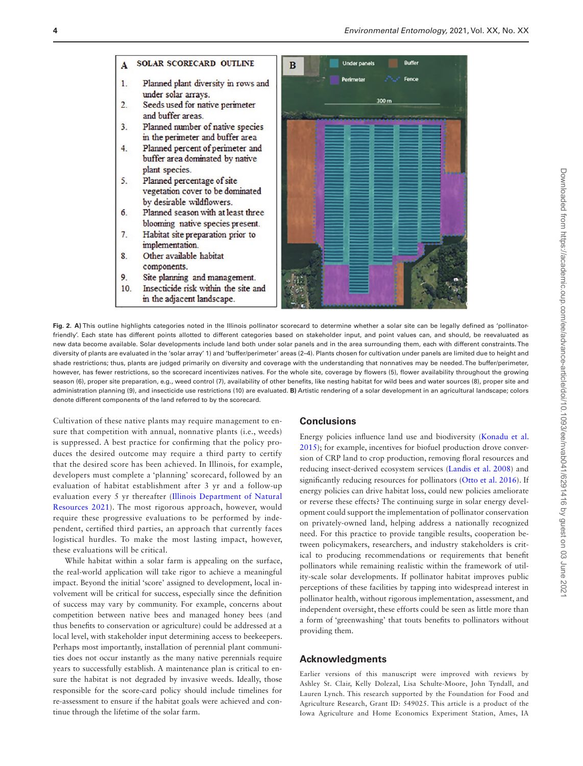**A** SOLAR SCORECARD OUTLINE

1. Planned plant diversity in rows and under solar arrays.
2. Seeds used for native perimeter and buffer areas.
3. Planned number of native species in the perimeter and buffer area
4. Planned percent of perimeter and buffer area dominated by native plant species.
5. Planned percentage of site vegetation cover to be dominated by desirable wildflowers.
6. Planned season with at least three blooming native species present.
7. Habitat site preparation prior to implementation.
8. Other available habitat components.
9. Site planning and management.
10. Insecticide risk within the site and in the adjacent landscape.

**Fig. 2. A)** This outline highlights categories noted in the Illinois pollinator scorecard to determine whether a solar site can be legally defined as 'pollinator-friendly'. Each state has different points allotted to different categories based on stakeholder input, and point values can, and should, be reevaluated as new data become available. Solar developments include land both under solar panels and in the area surrounding them, each with different constraints. The diversity of plants are evaluated in the 'solar array' 1) and 'buffer/perimeter' areas (2–4). Plants chosen for cultivation under panels are limited due to height and shade restrictions; thus, plants are judged primarily on diversity and coverage with the understanding that nonnatives may be needed. The buffer/perimeter, however, has fewer restrictions, so the scorecard incentivizes natives. For the whole site, coverage by flowers (5), flower availability throughout the growing season (6), proper site preparation, e.g., weed control (7), availability of other benefits, like nesting habitat for wild bees and water sources (8), proper site and administration planning (9), and insecticide use restrictions (10) are evaluated. **B)** Artistic rendering of a solar development in an agricultural landscape; colors denote different components of the land referred to by the scorecard.

Cultivation of these native plants may require management to ensure that competition with annual, nonnative plants (i.e., weeds) is suppressed. A best practice for confirming that the policy produces the desired outcome may require a third party to certify that the desired score has been achieved. In Illinois, for example, developers must complete a 'planning' scorecard, followed by an evaluation of habitat establishment after 3 yr and a follow-up evaluation every 5 yr thereafter (Illinois Department of Natural Resources 2021). The most rigorous approach, however, would require these progressive evaluations to be performed by independent, certified third parties, an approach that currently faces logistical hurdles. To make the most lasting impact, however, these evaluations will be critical.

While habitat within a solar farm is appealing on the surface, the real-world application will take rigor to achieve a meaningful impact. Beyond the initial 'score' assigned to development, local involvement will be critical for success, especially since the definition of success may vary by community. For example, concerns about competition between native bees and managed honey bees (and thus benefits to conservation or agriculture) could be addressed at a local level, with stakeholder input determining access to beekeepers. Perhaps most importantly, installation of perennial plant communities does not occur instantly as the many native perennials require years to successfully establish. A maintenance plan is critical to ensure the habitat is not degraded by invasive weeds. Ideally, those responsible for the score-card policy should include timelines for re-assessment to ensure if the habitat goals were achieved and continue through the lifetime of the solar farm.

## Conclusions

Energy policies influence land use and biodiversity (Konadu et al. 2015); for example, incentives for biofuel production drove conversion of CRP land to crop production, removing floral resources and reducing insect-derived ecosystem services (Landis et al. 2008) and significantly reducing resources for pollinators (Otto et al. 2016). If energy policies can drive habitat loss, could new policies ameliorate or reverse these effects? The continuing surge in solar energy development could support the implementation of pollinator conservation on privately-owned land, helping address a nationally recognized need. For this practice to provide tangible results, cooperation between policymakers, researchers, and industry stakeholders is critical to producing recommendations or requirements that benefit pollinators while remaining realistic within the framework of utility-scale solar developments. If pollinator habitat improves public perceptions of these facilities by tapping into widespread interest in pollinator health, without rigorous implementation, assessment, and independent oversight, these efforts could be seen as little more than a form of 'greenwashing' that touts benefits to pollinators without providing them.

## Acknowledgments

Earlier versions of this manuscript were improved with reviews by Ashley St. Clair, Kelly Dolezal, Lisa Schulte-Moore, John Tyndall, and Lauren Lynch. This research supported by the Foundation for Food and Agriculture Research, Grant ID: 549025. This article is a product of the Iowa Agriculture and Home Economics Experiment Station, Ames, IA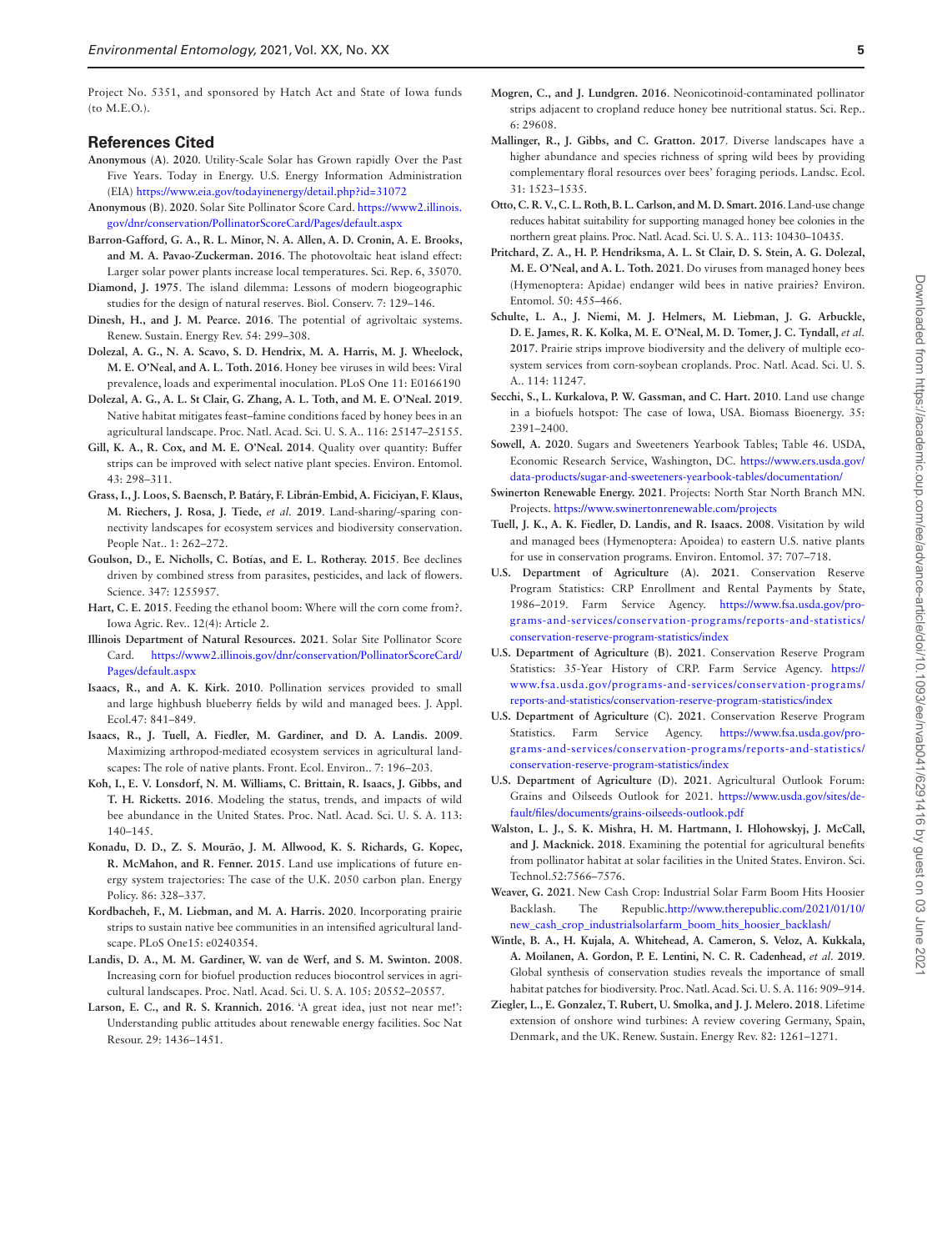Project No. 5351, and sponsored by Hatch Act and State of Iowa funds (to M.E.O.).

## References Cited

**Anonymous (A). 2020**. Utility-Scale Solar has Grown rapidly Over the Past Five Years. Today in Energy. U.S. Energy Information Administration (EIA) https://www.eia.gov/todayinenergy/detail.php?id=31072

**Anonymous (B). 2020**. Solar Site Pollinator Score Card. https://www2.illinois.gov/dnr/conservation/PollinatorScoreCard/Pages/default.aspx

**Barron-Gafford, G. A., R. L. Minor, N. A. Allen, A. D. Cronin, A. E. Brooks, and M. A. Pavao-Zuckerman. 2016**. The photovoltaic heat island effect: Larger solar power plants increase local temperatures. Sci. Rep. 6, 35070.

**Diamond, J. 1975**. The island dilemma: Lessons of modern biogeographic studies for the design of natural reserves. Biol. Conserv. 7: 129–146.

**Dinesh, H., and J. M. Pearce. 2016**. The potential of agrivoltaic systems. Renew. Sustain. Energy Rev. 54: 299–308.

**Dolezal, A. G., N. A. Scavo, S. D. Hendrix, M. A. Harris, M. J. Wheelock, M. E. O'Neal, and A. L. Toth. 2016**. Honey bee viruses in wild bees: Viral prevalence, loads and experimental inoculation. PLoS One 11: E0166190

**Dolezal, A. G., A. L. St Clair, G. Zhang, A. L. Toth, and M. E. O'Neal. 2019**. Native habitat mitigates feast–famine conditions faced by honey bees in an agricultural landscape. Proc. Natl. Acad. Sci. U. S. A.. 116: 25147–25155.

**Gill, K. A., R. Cox, and M. E. O'Neal. 2014**. Quality over quantity: Buffer strips can be improved with select native plant species. Environ. Entomol. 43: 298–311.

**Grass, I., J. Loos, S. Baensch, P. Batáry, F. Librán-Embid, A. Ficiciyan, F. Klaus, M. Riechers, J. Rosa, J. Tiede, *et al.* 2019**. Land-sharing/-sparing connectivity landscapes for ecosystem services and biodiversity conservation. People Nat.. 1: 262–272.

**Goulson, D., E. Nicholls, C. Botías, and E. L. Rotheray. 2015**. Bee declines driven by combined stress from parasites, pesticides, and lack of flowers. Science. 347: 1255957.

**Hart, C. E. 2015**. Feeding the ethanol boom: Where will the corn come from? Iowa Agric. Rev.. 12(4): Article 2.

**Illinois Department of Natural Resources. 2021**. Solar Site Pollinator Score Card. https://www2.illinois.gov/dnr/conservation/PollinatorScoreCard/Pages/default.aspx

**Isaacs, R., and A. K. Kirk. 2010**. Pollination services provided to small and large highbush blueberry fields by wild and managed bees. J. Appl. Ecol.47: 841–849.

**Isaacs, R., J. Tuell, A. Fiedler, M. Gardiner, and D. A. Landis. 2009**. Maximizing arthropod-mediated ecosystem services in agricultural landscapes: The role of native plants. Front. Ecol. Environ.. 7: 196–203.

**Koh, I., E. V. Lonsdorf, N. M. Williams, C. Brittain, R. Isaacs, J. Gibbs, and T. H. Ricketts. 2016**. Modeling the status, trends, and impacts of wild bee abundance in the United States. Proc. Natl. Acad. Sci. U. S. A. 113: 140–145.

**Konadu, D. D., Z. S. Mourão, J. M. Allwood, K. S. Richards, G. Kopec, R. McMahon, and R. Fenner. 2015**. Land use implications of future energy system trajectories: The case of the U.K. 2050 carbon plan. Energy Policy. 86: 328–337.

**Kordbacheh, F., M. Liebman, and M. A. Harris. 2020**. Incorporating prairie strips to sustain native bee communities in an intensified agricultural landscape. PLoS One15: e0240354.

**Landis, D. A., M. M. Gardiner, W. van de Werf, and S. M. Swinton. 2008**. Increasing corn for biofuel production reduces biocontrol services in agricultural landscapes. Proc. Natl. Acad. Sci. U. S. A. 105: 20552–20557.

**Larson, E. C., and R. S. Krannich. 2016**. 'A great idea, just not near me!': Understanding public attitudes about renewable energy facilities. Soc Nat Resour. 29: 1436–1451.

**Mogren, C., and J. Lundgren. 2016**. Neonicotinoid-contaminated pollinator strips adjacent to cropland reduce honey bee nutritional status. Sci. Rep.. 6: 29608.

**Mallinger, R., J. Gibbs, and C. Gratton. 2017**. Diverse landscapes have a higher abundance and species richness of spring wild bees by providing complementary floral resources over bees' foraging periods. Landsc. Ecol. 31: 1523–1535.

**Otto, C. R. V., C. L. Roth, B. L. Carlson, and M. D. Smart. 2016**. Land-use change reduces habitat suitability for supporting managed honey bee colonies in the northern great plains. Proc. Natl. Acad. Sci. U. S. A.. 113: 10430–10435.

**Pritchard, Z. A., H. P. Hendriksma, A. L. St Clair, D. S. Stein, A. G. Dolezal, M. E. O'Neal, and A. L. Toth. 2021**. Do viruses from managed honey bees (Hymenoptera: Apidae) endanger wild bees in native prairies? Environ. Entomol. 50: 455–466.

**Schulte, L. A., J. Niemi, M. J. Helmers, M. Liebman, J. G. Arbuckle, D. E. James, R. K. Kolka, M. E. O'Neal, M. D. Tomer, J. C. Tyndall, *et al.* 2017**. Prairie strips improve biodiversity and the delivery of multiple ecosystem services from corn-soybean croplands. Proc. Natl. Acad. Sci. U. S. A.. 114: 11247.

**Secchi, S., L. Kurkalova, P. W. Gassman, and C. Hart. 2010**. Land use change in a biofuels hotspot: The case of Iowa, USA. Biomass Bioenergy. 35: 2391–2400.

**Sowell, A. 2020**. Sugars and Sweeteners Yearbook Tables; Table 46. USDA, Economic Research Service, Washington, DC. https://www.ers.usda.gov/data-products/sugar-and-sweeteners-yearbook-tables/documentation/

**Swinerton Renewable Energy. 2021**. Projects: North Star North Branch MN. Projects. https://www.swinertonrenewable.com/projects

**Tuell, J. K., A. K. Fiedler, D. Landis, and R. Isaacs. 2008**. Visitation by wild and managed bees (Hymenoptera: Apoidea) to eastern U.S. native plants for use in conservation programs. Environ. Entomol. 37: 707–718.

**U.S. Department of Agriculture (A). 2021**. Conservation Reserve Program Statistics: CRP Enrollment and Rental Payments by State, 1986–2019. Farm Service Agency. https://www.fsa.usda.gov/programs-and-services/conservation-programs/reports-and-statistics/conservation-reserve-program-statistics/index

**U.S. Department of Agriculture (B). 2021**. Conservation Reserve Program Statistics: 35-Year History of CRP. Farm Service Agency. https://www.fsa.usda.gov/programs-and-services/conservation-programs/reports-and-statistics/conservation-reserve-program-statistics/index

**U.S. Department of Agriculture (C). 2021**. Conservation Reserve Program Statistics. Farm Service Agency. https://www.fsa.usda.gov/programs-and-services/conservation-programs/reports-and-statistics/conservation-reserve-program-statistics/index

**U.S. Department of Agriculture (D). 2021**. Agricultural Outlook Forum: Grains and Oilseeds Outlook for 2021. https://www.usda.gov/sites/default/files/documents/grains-oilseeds-outlook.pdf

**Walston, L. J., S. K. Mishra, H. M. Hartmann, I. Hlohowskyj, J. McCall, and J. Macknick. 2018**. Examining the potential for agricultural benefits from pollinator habitat at solar facilities in the United States. Environ. Sci. Technol.52:7566–7576.

**Weaver, G. 2021**. New Cash Crop: Industrial Solar Farm Boom Hits Hoosier Backlash. The Republic.http://www.therepublic.com/2021/01/10/new_cash_crop_industrialsolarfarm_boom_hits_hoosier_backlash/

**Wintle, B. A., H. Kujala, A. Whitehead, A. Cameron, S. Veloz, A. Kukkala, A. Moilanen, A. Gordon, P. E. Lentini, N. C. R. Cadenhead, *et al.* 2019**. Global synthesis of conservation studies reveals the importance of small habitat patches for biodiversity. Proc. Natl. Acad. Sci. U. S. A. 116: 909–914.

**Ziegler, L., E. Gonzalez, T. Rubert, U. Smolka, and J. J. Melero. 2018**. Lifetime extension of onshore wind turbines: A review covering Germany, Spain, Denmark, and the UK. Renew. Sustain. Energy Rev. 82: 1261–1271.